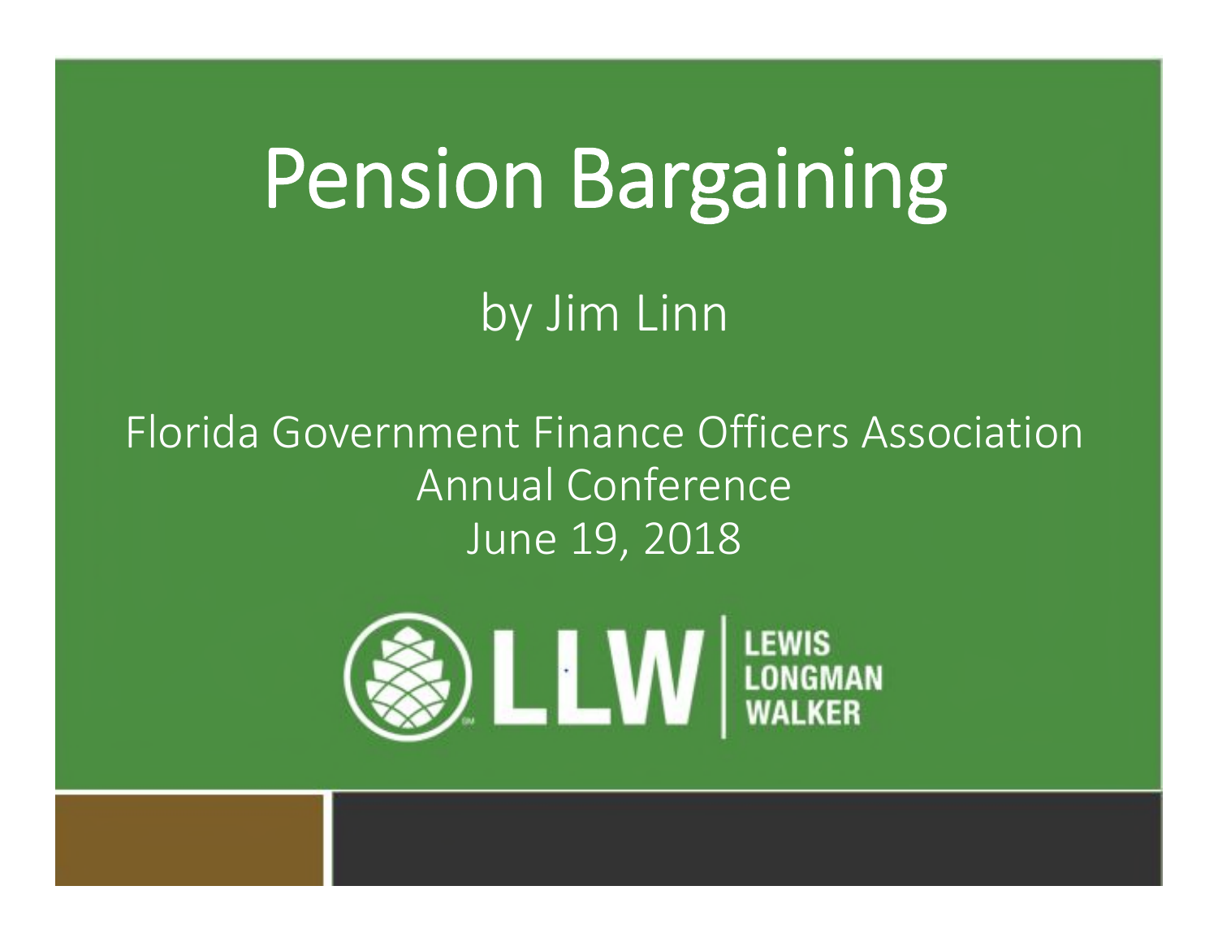# Pension Bargaining

by Jim Linn

Florida Government Finance Officers Association
Annual Conference
June 19, 2018

LLW | LEWIS LONGMAN WALKER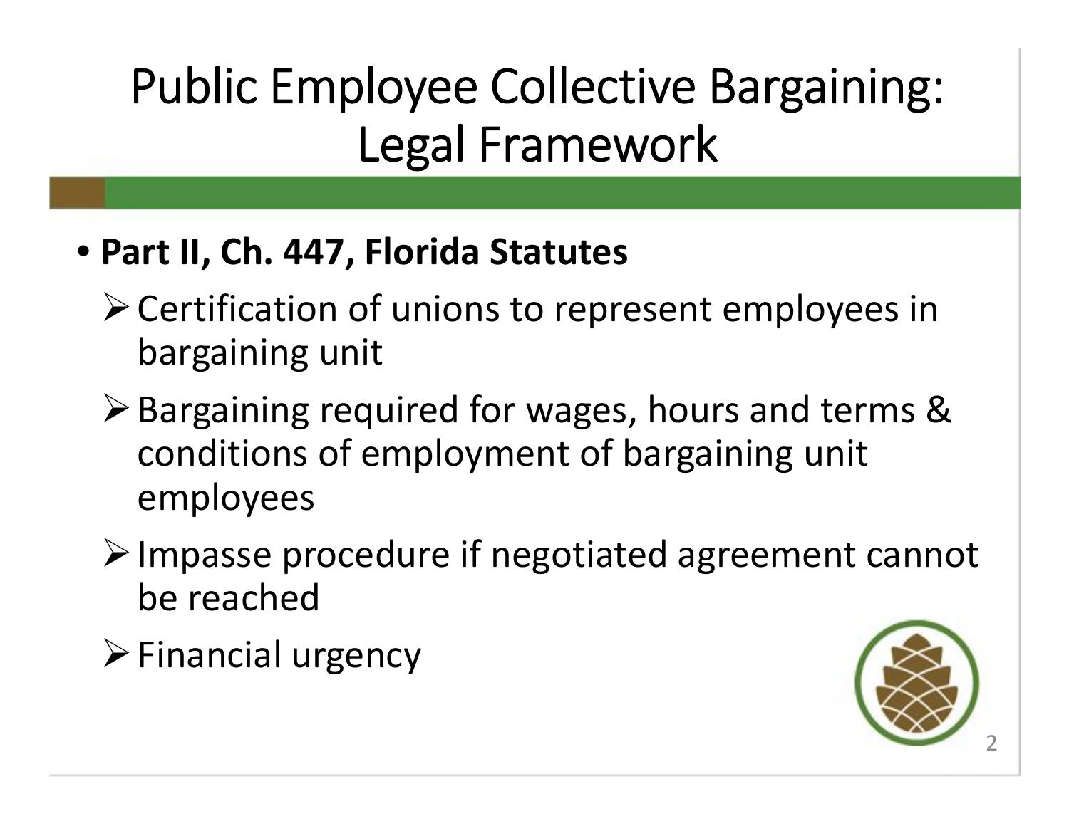# Public Employee Collective Bargaining: Legal Framework

- **Part II, Ch. 447, Florida Statutes**
  - Certification of unions to represent employees in bargaining unit
  - Bargaining required for wages, hours and terms & conditions of employment of bargaining unit employees
  - Impasse procedure if negotiated agreement cannot be reached
  - Financial urgency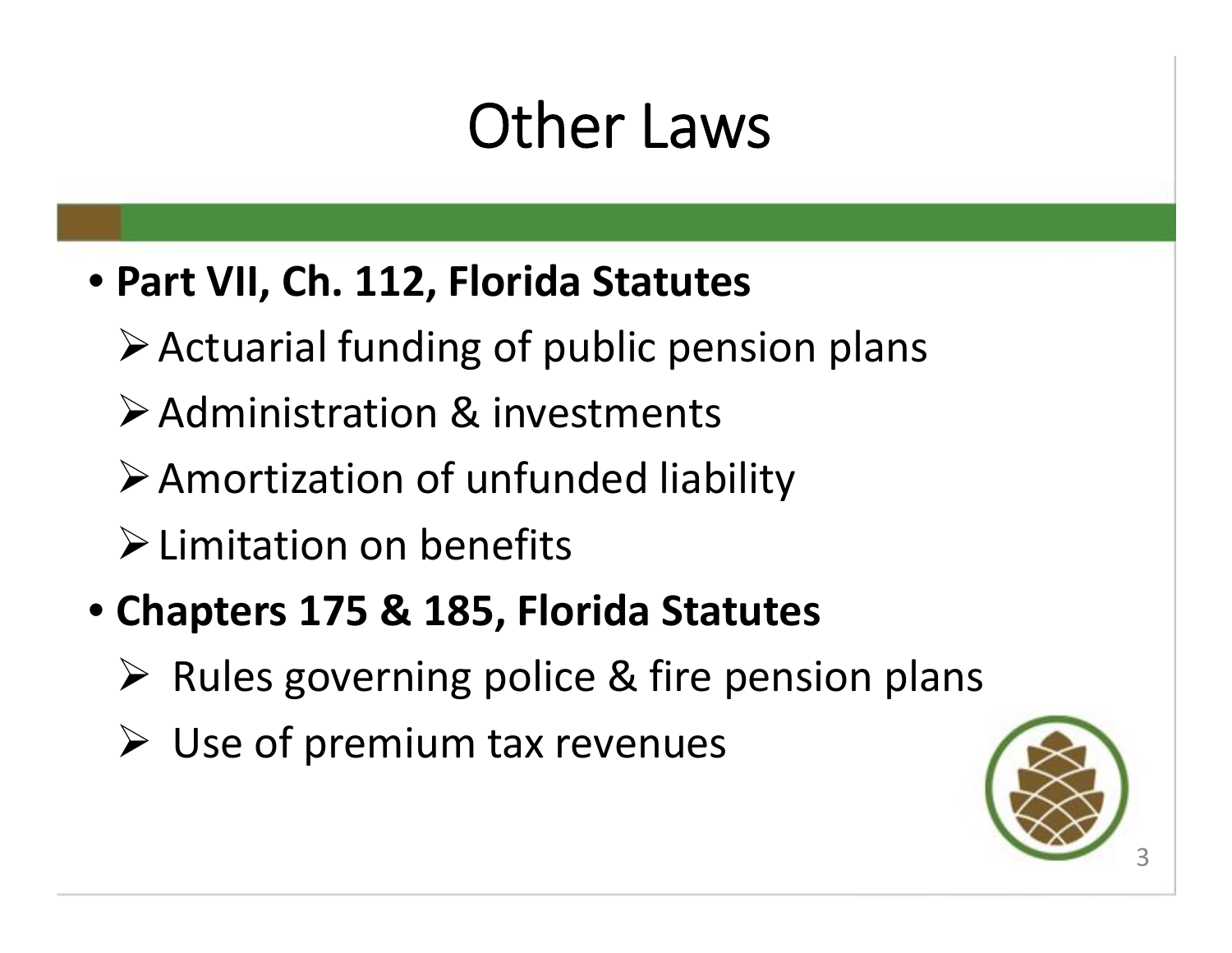# Other Laws

- **Part VII, Ch. 112, Florida Statutes**
  - Actuarial funding of public pension plans
  - Administration & investments
  - Amortization of unfunded liability
  - Limitation on benefits
- **Chapters 175 & 185, Florida Statutes**
  - Rules governing police & fire pension plans
  - Use of premium tax revenues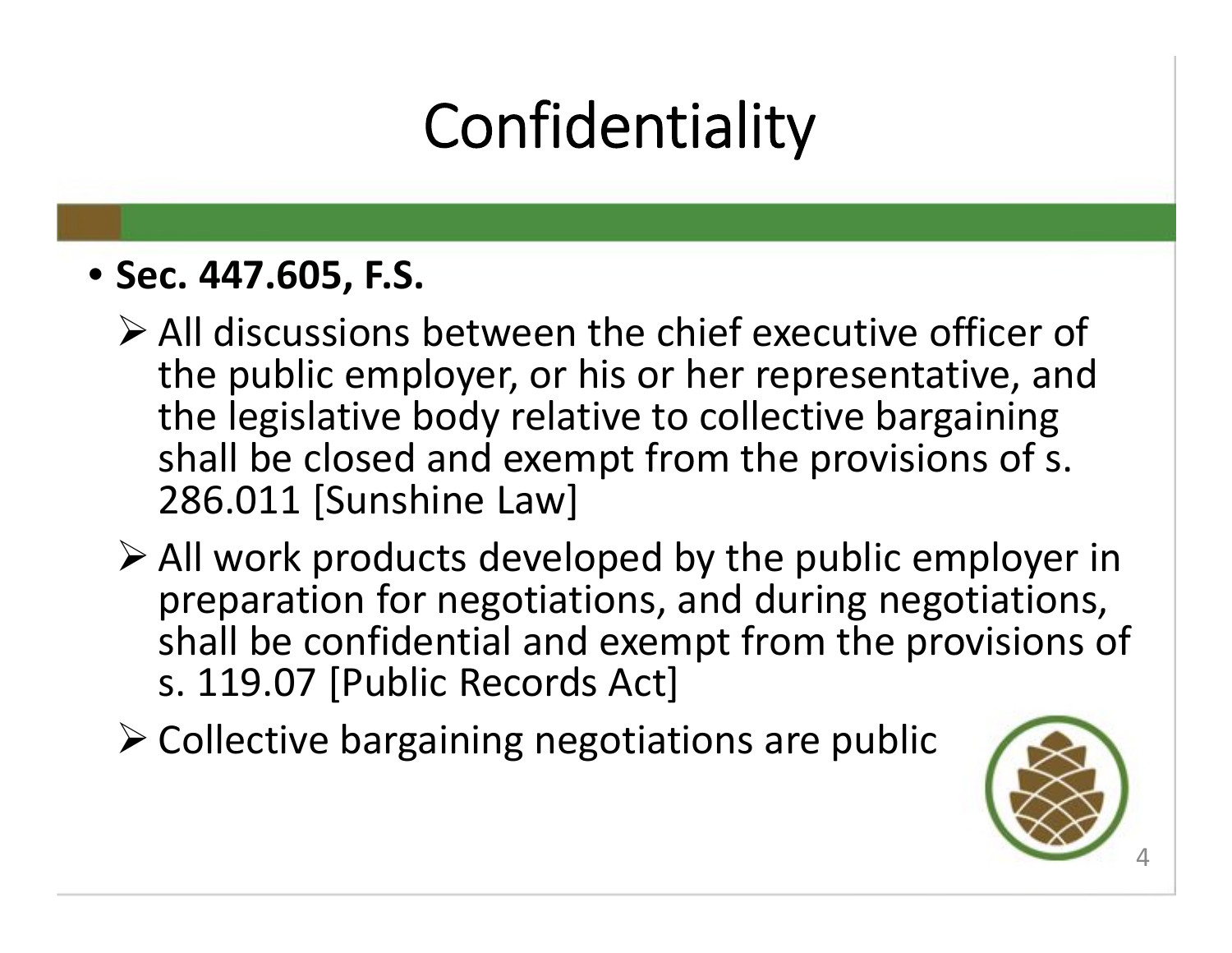# Confidentiality

- **Sec. 447.605, F.S.**
  - All discussions between the chief executive officer of the public employer, or his or her representative, and the legislative body relative to collective bargaining shall be closed and exempt from the provisions of s. 286.011 [Sunshine Law]
  - All work products developed by the public employer in preparation for negotiations, and during negotiations, shall be confidential and exempt from the provisions of s. 119.07 [Public Records Act]
  - Collective bargaining negotiations are public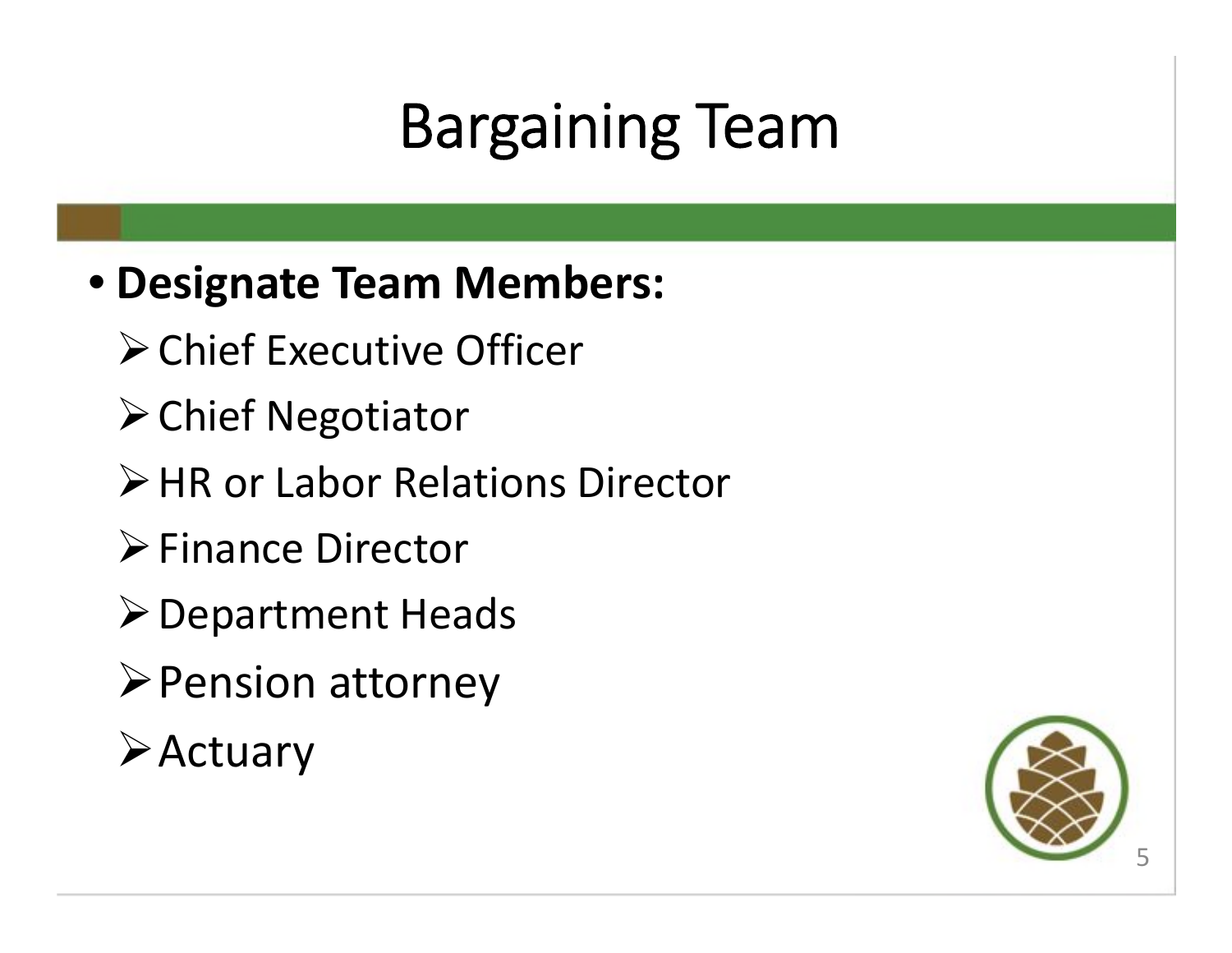# Bargaining Team

- **Designate Team Members:**
  - Chief Executive Officer
  - Chief Negotiator
  - HR or Labor Relations Director
  - Finance Director
  - Department Heads
  - Pension attorney
  - Actuary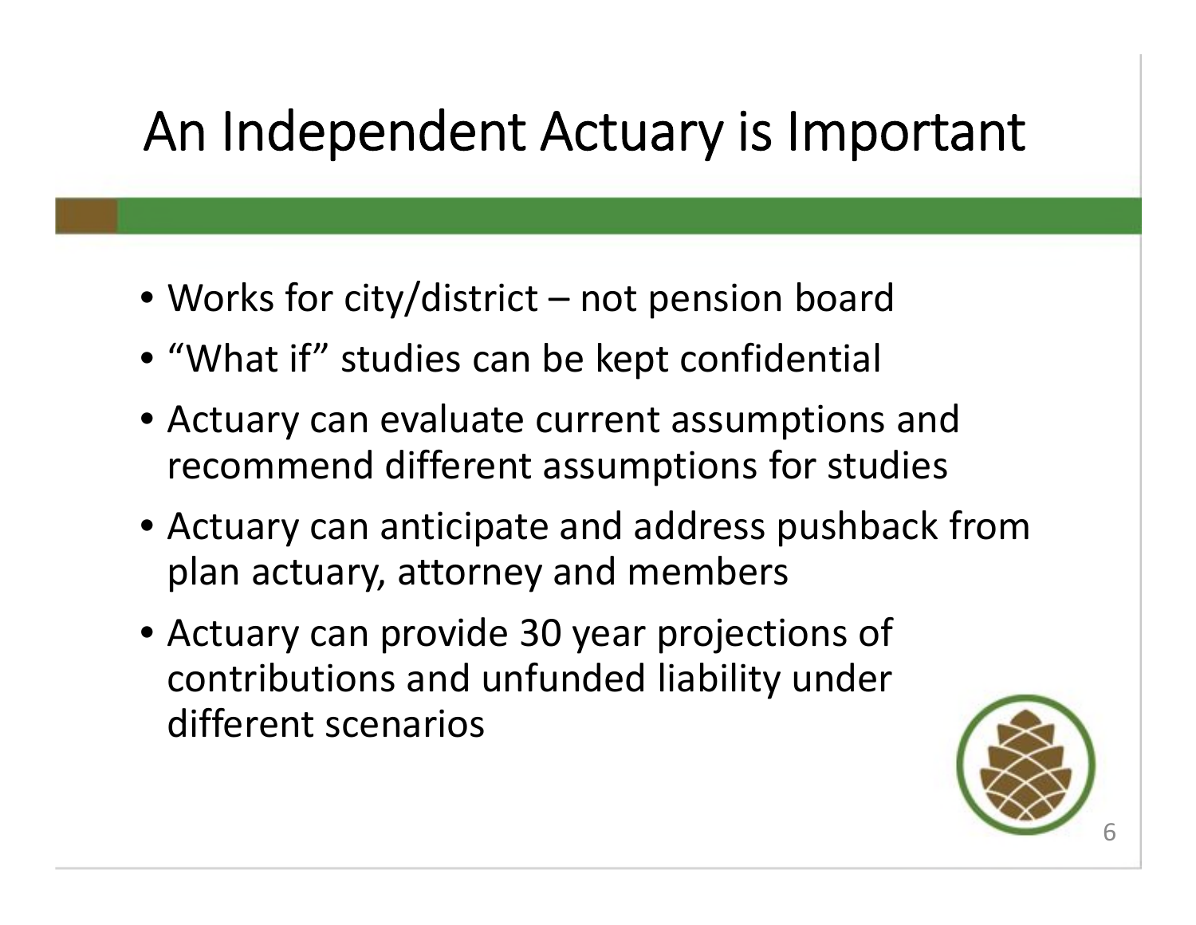# An Independent Actuary is Important

- Works for city/district – not pension board
- "What if" studies can be kept confidential
- Actuary can evaluate current assumptions and recommend different assumptions for studies
- Actuary can anticipate and address pushback from plan actuary, attorney and members
- Actuary can provide 30 year projections of contributions and unfunded liability under different scenarios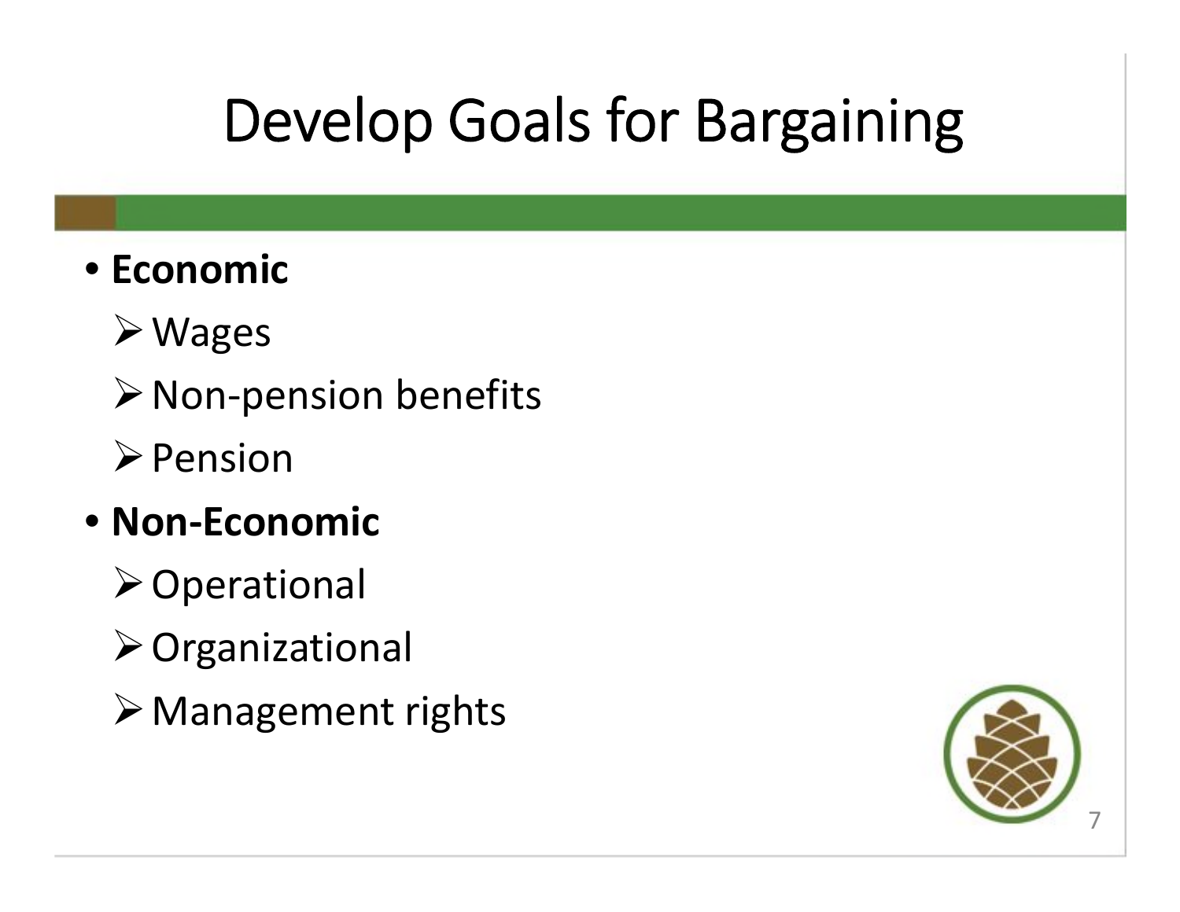# Develop Goals for Bargaining

- **Economic**
  - Wages
  - Non-pension benefits
  - Pension
- **Non-Economic**
  - Operational
  - Organizational
  - Management rights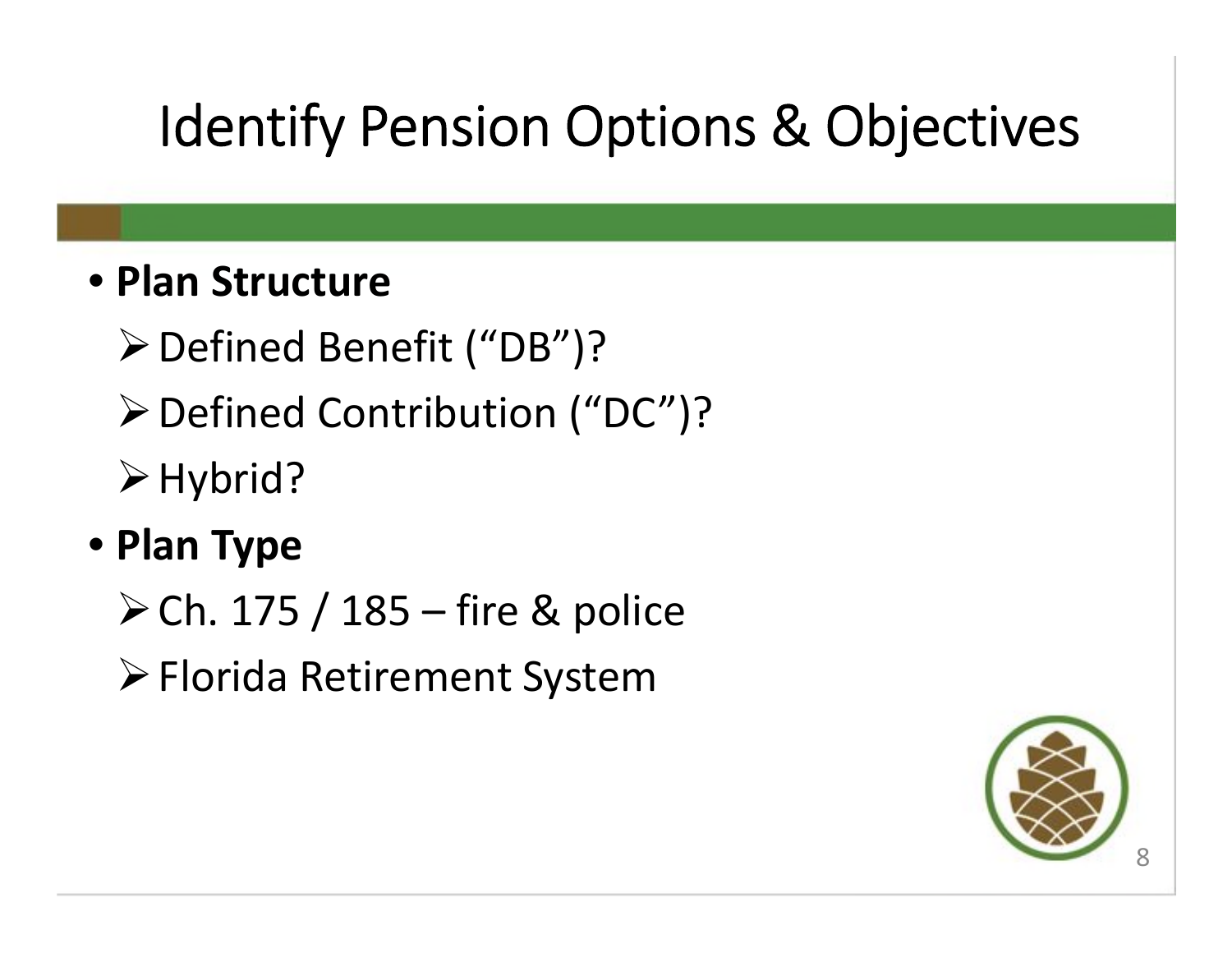# Identify Pension Options & Objectives

- **Plan Structure**
  - Defined Benefit ("DB")?
  - Defined Contribution ("DC")?
  - Hybrid?
- **Plan Type**
  - Ch. 175 / 185 – fire & police
  - Florida Retirement System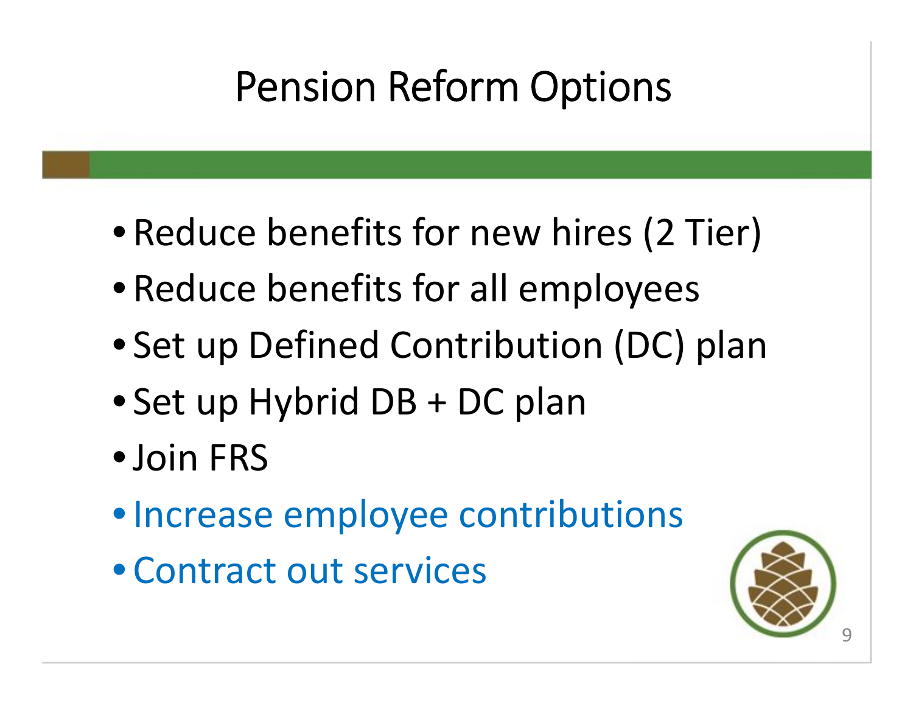# Pension Reform Options

- Reduce benefits for new hires (2 Tier)
- Reduce benefits for all employees
- Set up Defined Contribution (DC) plan
- Set up Hybrid DB + DC plan
- Join FRS
- Increase employee contributions
- Contract out services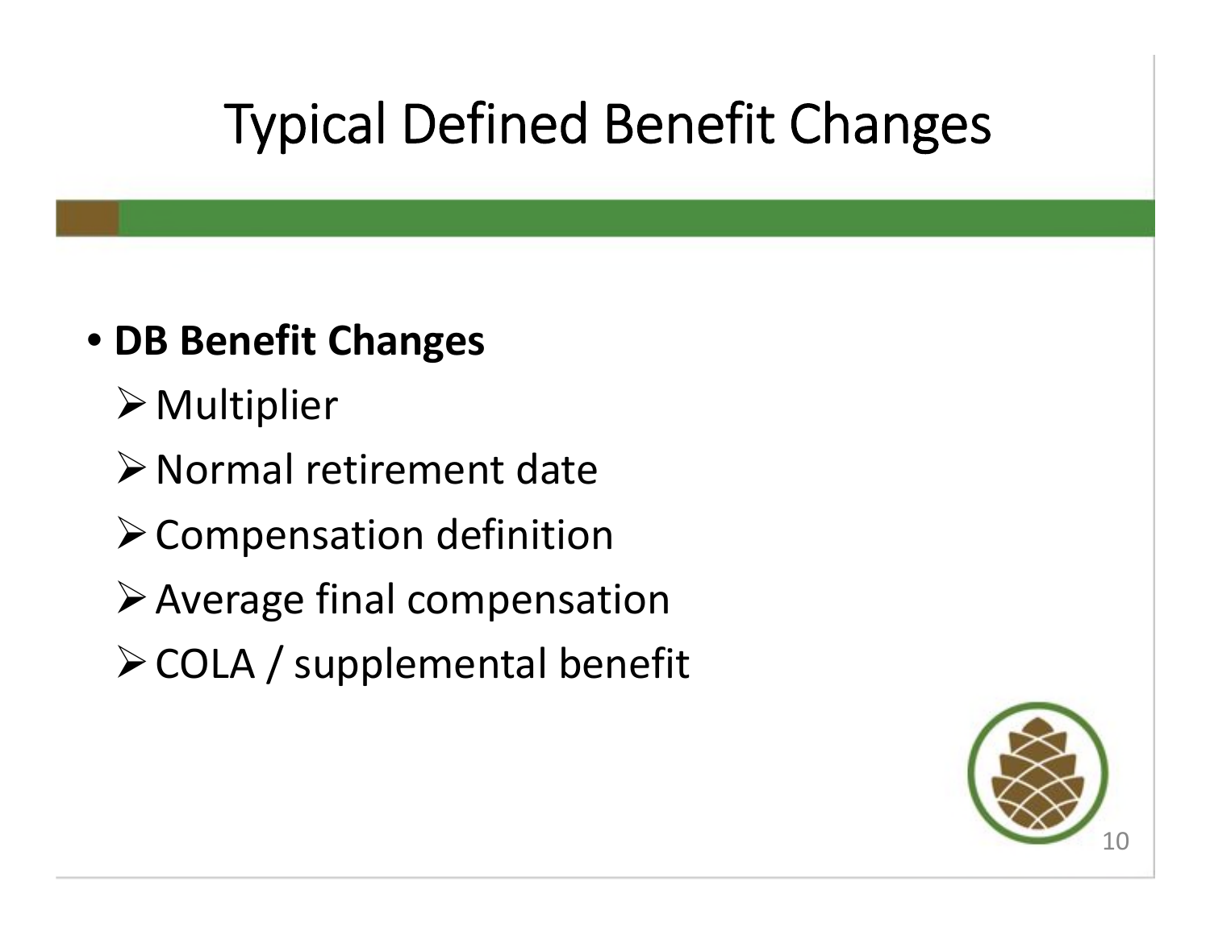# Typical Defined Benefit Changes

- **DB Benefit Changes**
  - Multiplier
  - Normal retirement date
  - Compensation definition
  - Average final compensation
  - COLA / supplemental benefit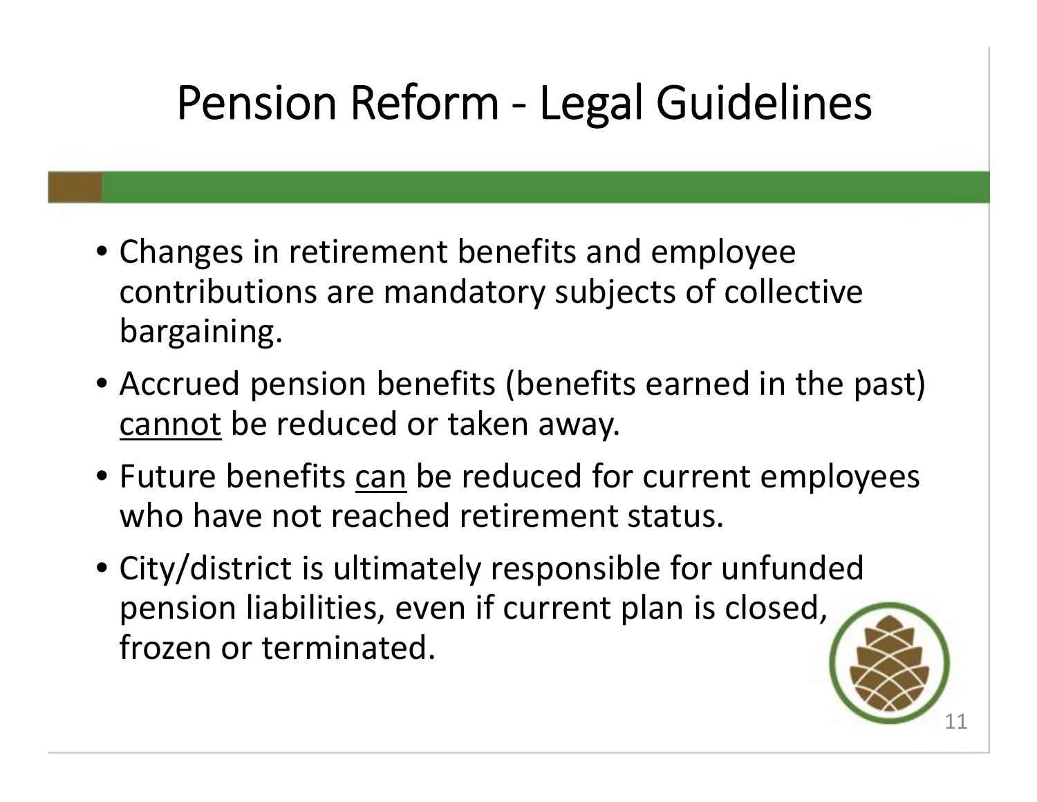# Pension Reform - Legal Guidelines

- Changes in retirement benefits and employee contributions are mandatory subjects of collective bargaining.
- Accrued pension benefits (benefits earned in the past) <u>cannot</u> be reduced or taken away.
- Future benefits <u>can</u> be reduced for current employees who have not reached retirement status.
- City/district is ultimately responsible for unfunded pension liabilities, even if current plan is closed, frozen or terminated.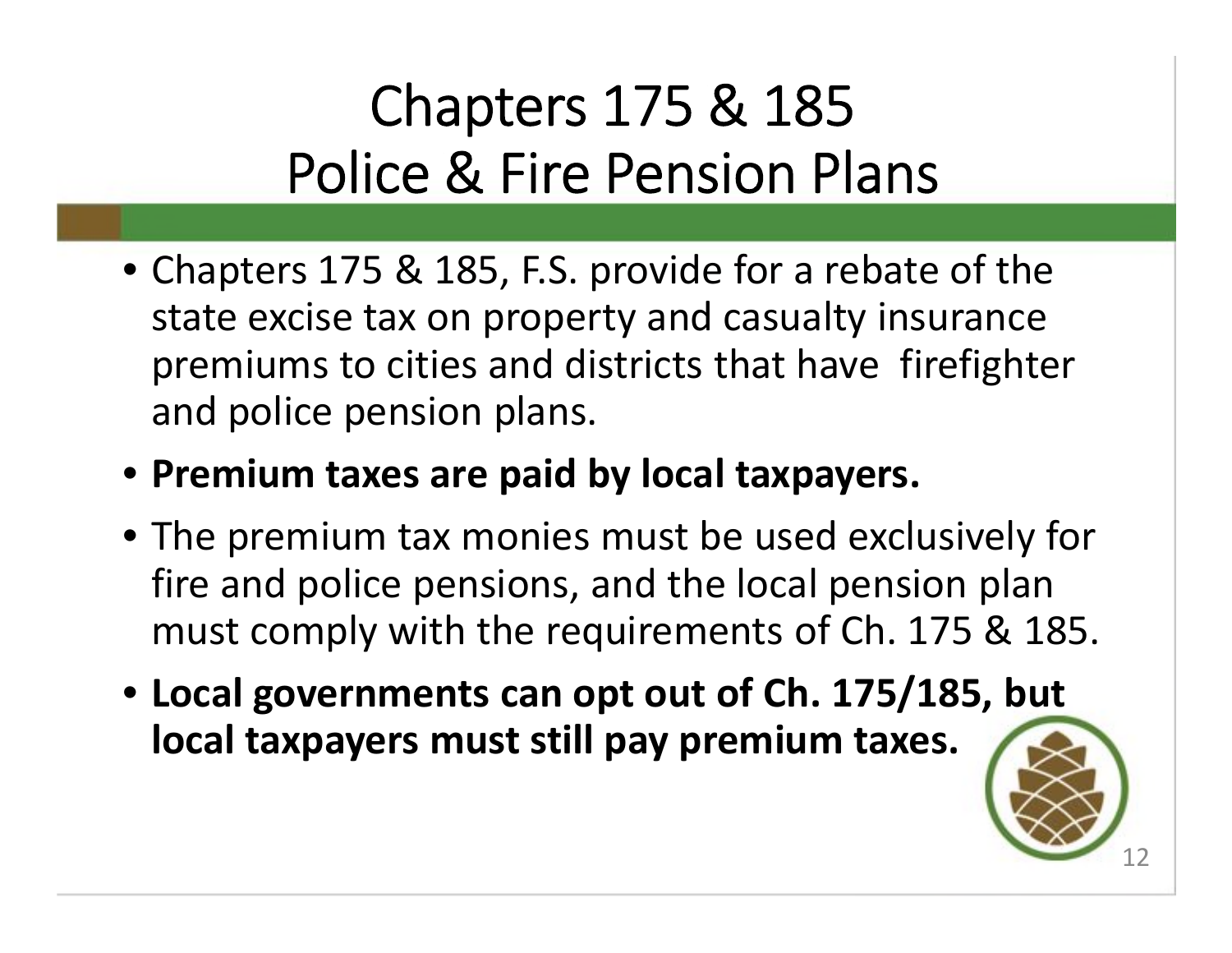# Chapters 175 & 185 Police & Fire Pension Plans

- Chapters 175 & 185, F.S. provide for a rebate of the state excise tax on property and casualty insurance premiums to cities and districts that have firefighter and police pension plans.
- **Premium taxes are paid by local taxpayers.**
- The premium tax monies must be used exclusively for fire and police pensions, and the local pension plan must comply with the requirements of Ch. 175 & 185.
- **Local governments can opt out of Ch. 175/185, but local taxpayers must still pay premium taxes.**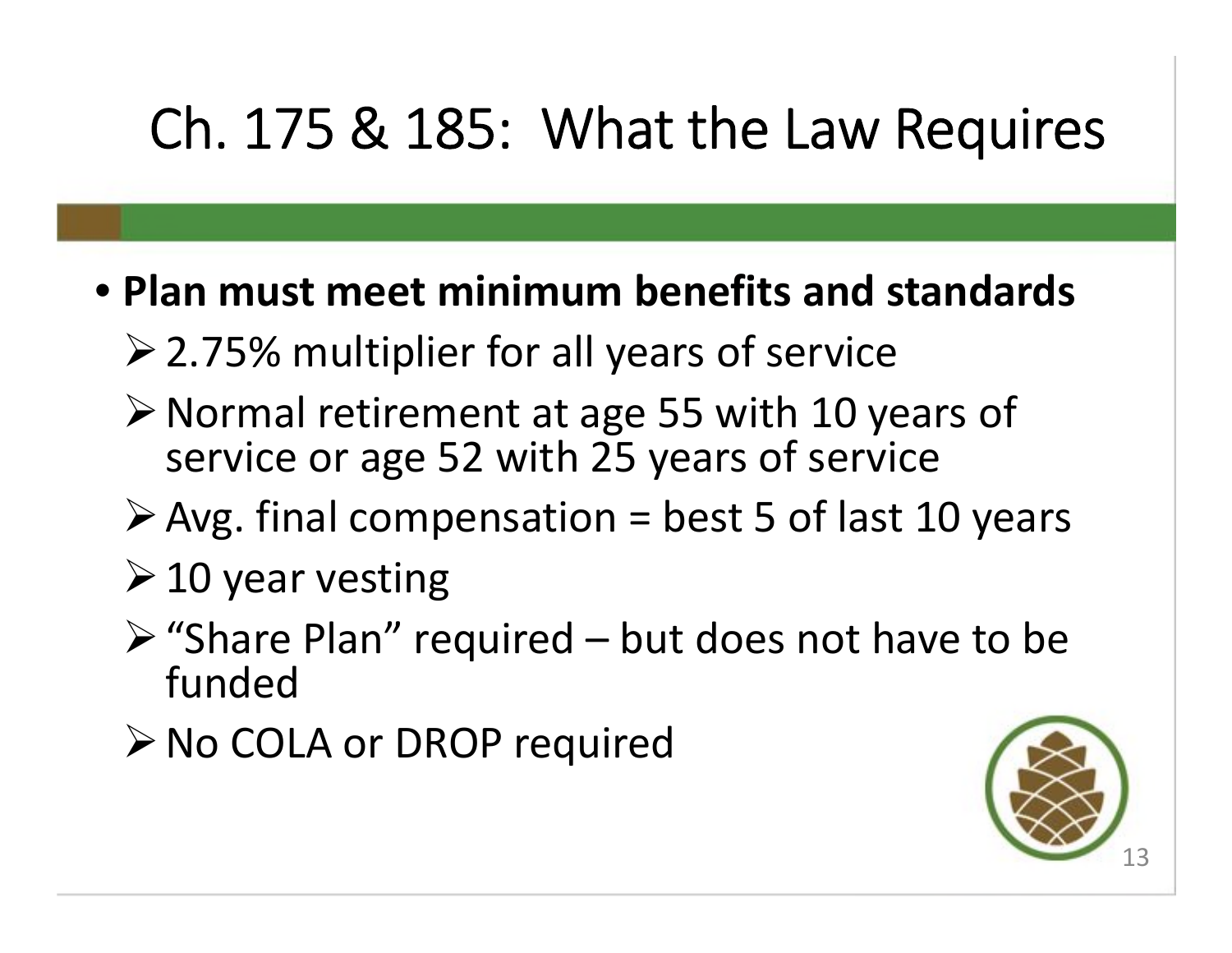# Ch. 175 & 185: What the Law Requires

- **Plan must meet minimum benefits and standards**
  - 2.75% multiplier for all years of service
  - Normal retirement at age 55 with 10 years of service or age 52 with 25 years of service
  - Avg. final compensation = best 5 of last 10 years
  - 10 year vesting
  - "Share Plan" required – but does not have to be funded
  - No COLA or DROP required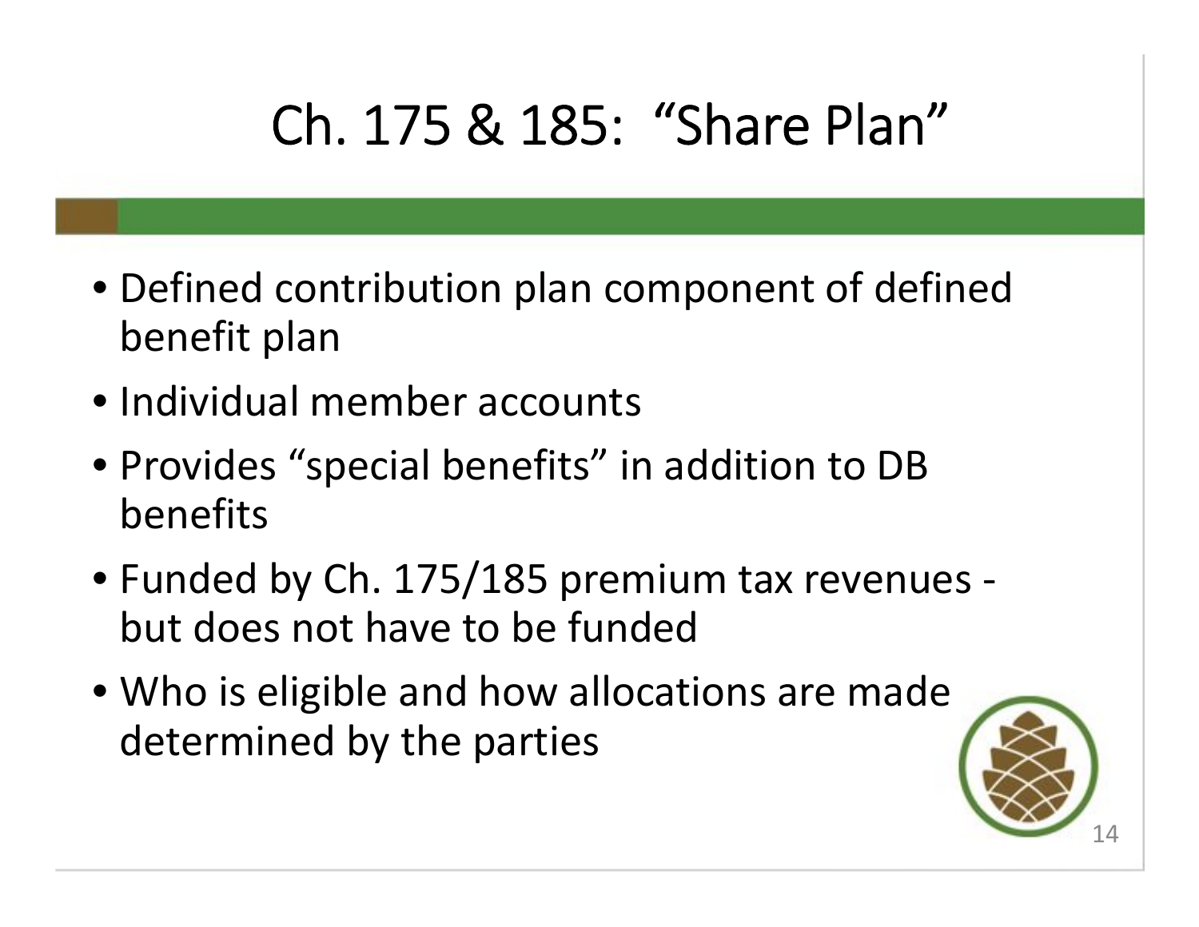# Ch. 175 & 185: "Share Plan"

- Defined contribution plan component of defined benefit plan
- Individual member accounts
- Provides "special benefits" in addition to DB benefits
- Funded by Ch. 175/185 premium tax revenues - but does not have to be funded
- Who is eligible and how allocations are made determined by the parties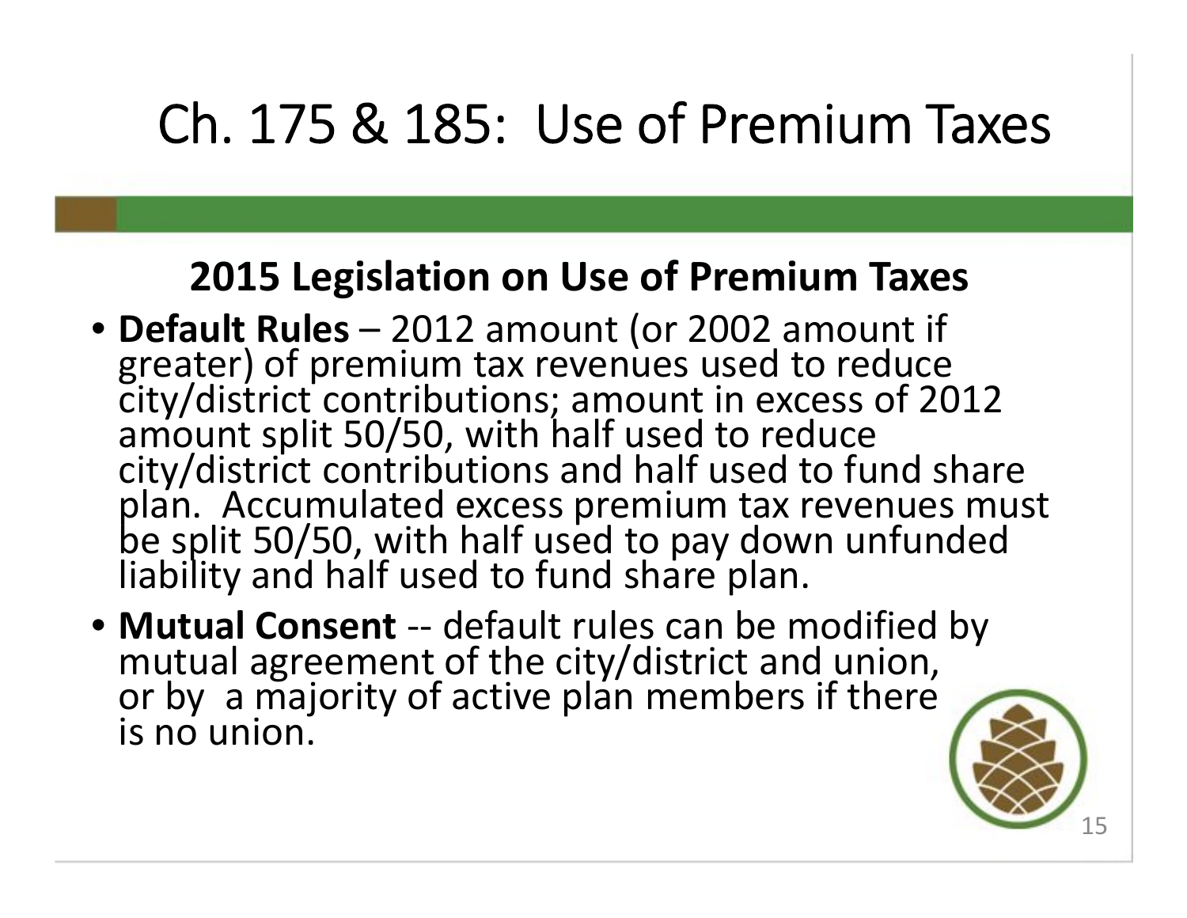# Ch. 175 & 185: Use of Premium Taxes

## 2015 Legislation on Use of Premium Taxes

- **Default Rules** – 2012 amount (or 2002 amount if greater) of premium tax revenues used to reduce city/district contributions; amount in excess of 2012 amount split 50/50, with half used to reduce city/district contributions and half used to fund share plan. Accumulated excess premium tax revenues must be split 50/50, with half used to pay down unfunded liability and half used to fund share plan.
- **Mutual Consent** -- default rules can be modified by mutual agreement of the city/district and union, or by a majority of active plan members if there is no union.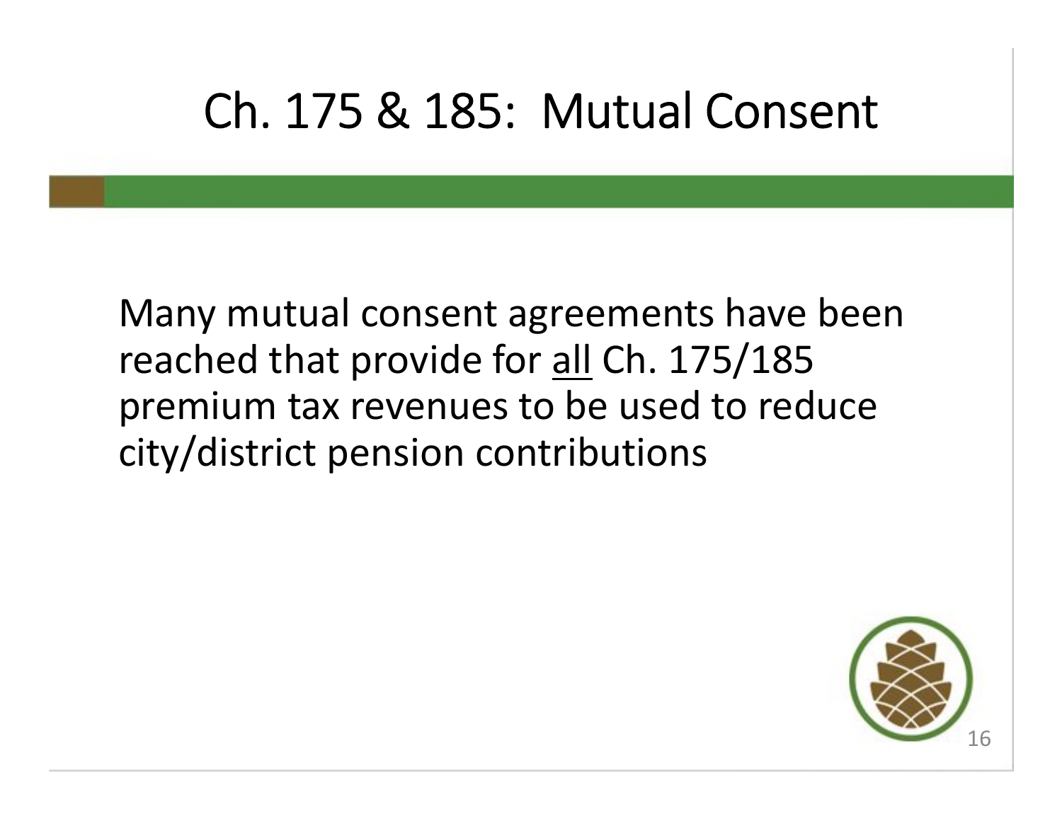# Ch. 175 & 185: Mutual Consent

Many mutual consent agreements have been reached that provide for <u>all</u> Ch. 175/185 premium tax revenues to be used to reduce city/district pension contributions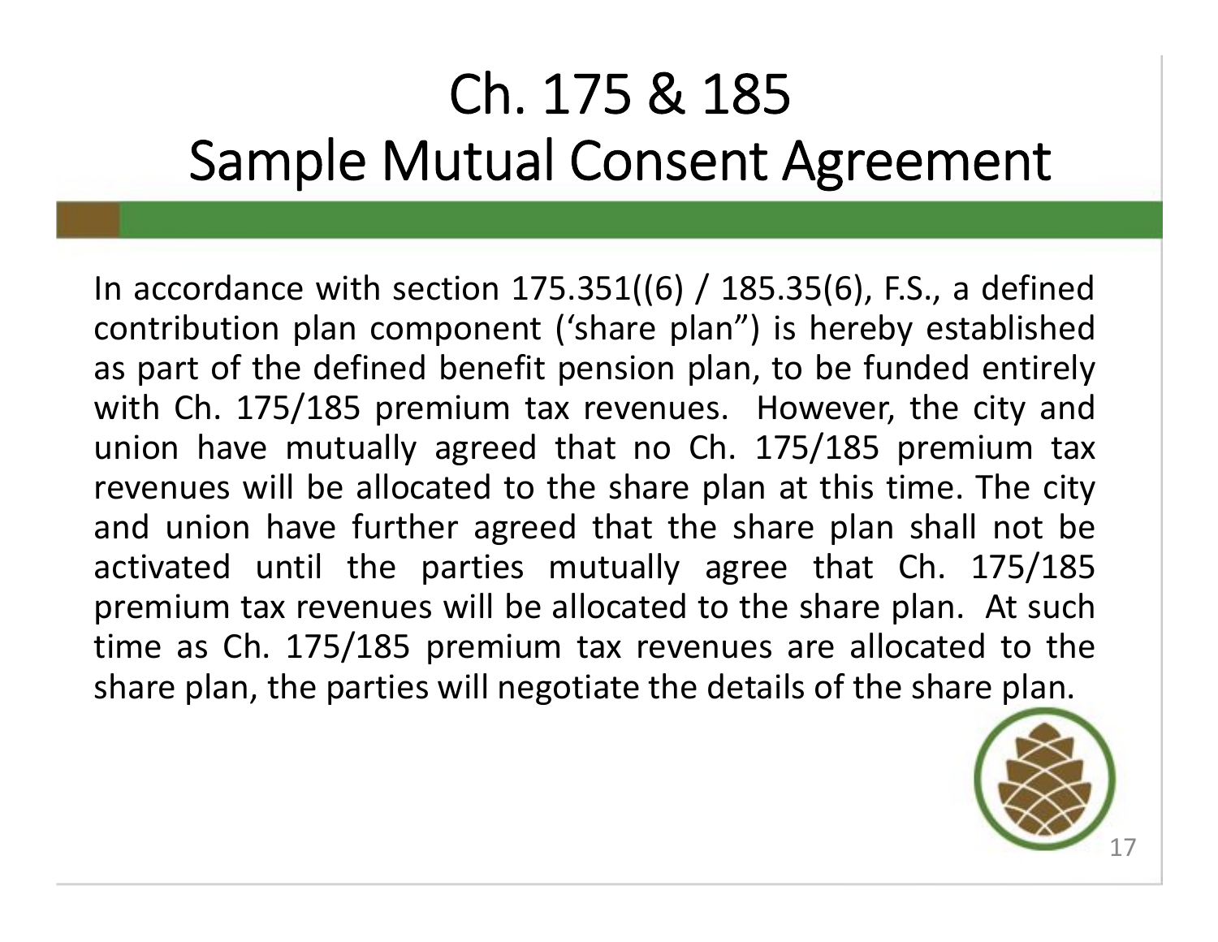# Ch. 175 & 185 Sample Mutual Consent Agreement

In accordance with section 175.351((6) / 185.35(6), F.S., a defined contribution plan component (‘share plan”) is hereby established as part of the defined benefit pension plan, to be funded entirely with Ch. 175/185 premium tax revenues. However, the city and union have mutually agreed that no Ch. 175/185 premium tax revenues will be allocated to the share plan at this time. The city and union have further agreed that the share plan shall not be activated until the parties mutually agree that Ch. 175/185 premium tax revenues will be allocated to the share plan. At such time as Ch. 175/185 premium tax revenues are allocated to the share plan, the parties will negotiate the details of the share plan.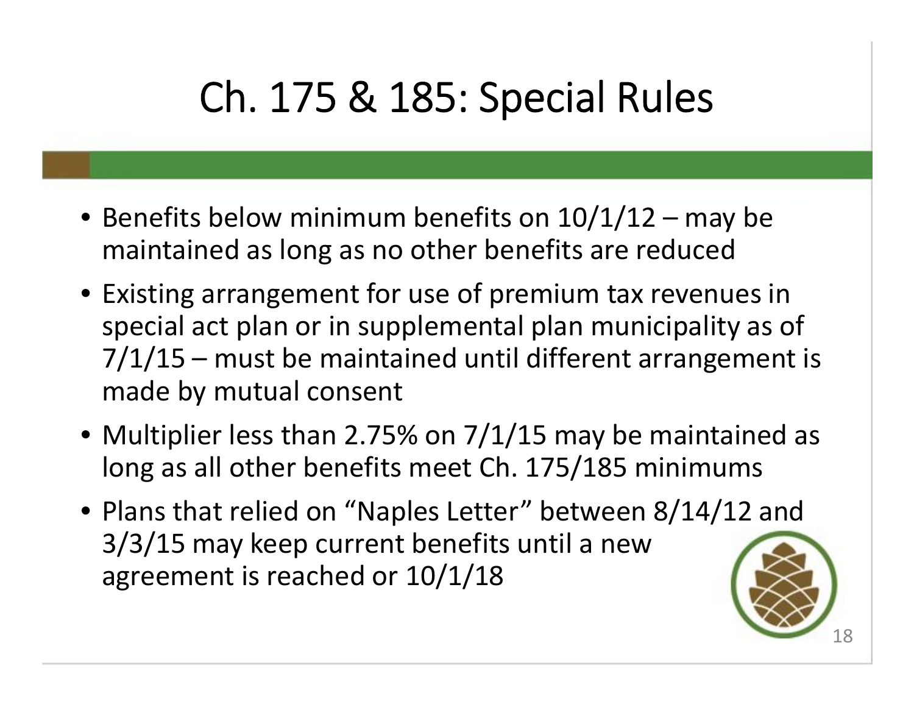# Ch. 175 & 185: Special Rules

- Benefits below minimum benefits on 10/1/12 – may be maintained as long as no other benefits are reduced
- Existing arrangement for use of premium tax revenues in special act plan or in supplemental plan municipality as of 7/1/15 – must be maintained until different arrangement is made by mutual consent
- Multiplier less than 2.75% on 7/1/15 may be maintained as long as all other benefits meet Ch. 175/185 minimums
- Plans that relied on "Naples Letter" between 8/14/12 and 3/3/15 may keep current benefits until a new agreement is reached or 10/1/18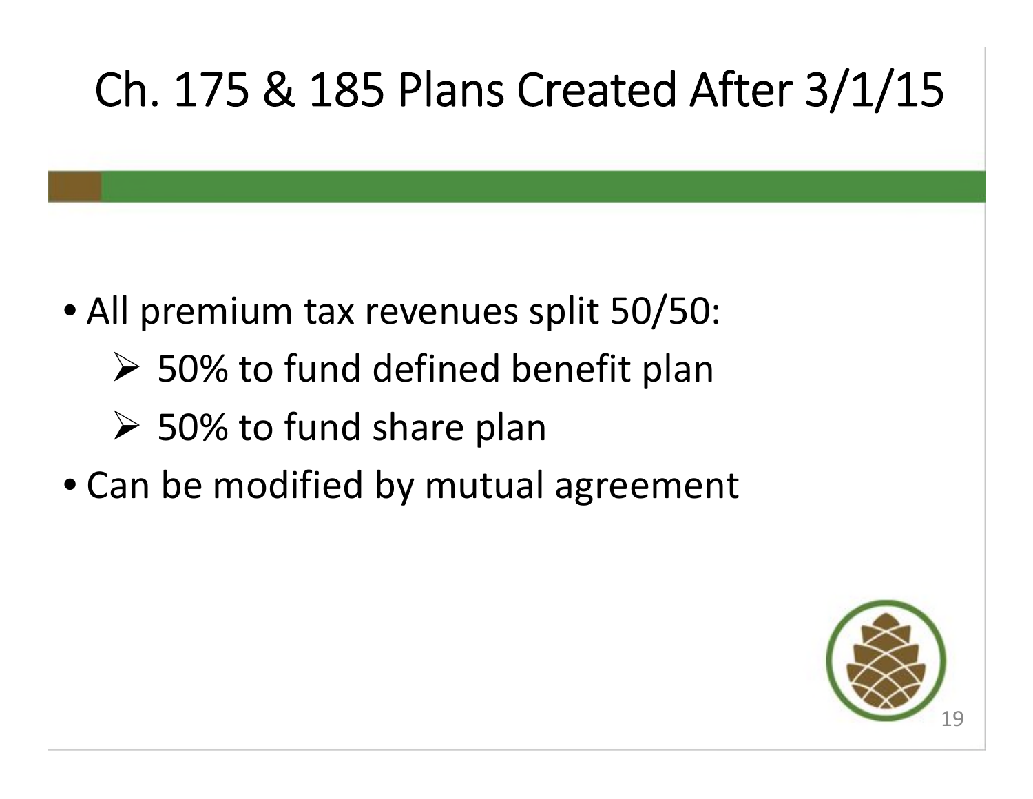# Ch. 175 & 185 Plans Created After 3/1/15

- All premium tax revenues split 50/50:
  - 50% to fund defined benefit plan
  - 50% to fund share plan
- Can be modified by mutual agreement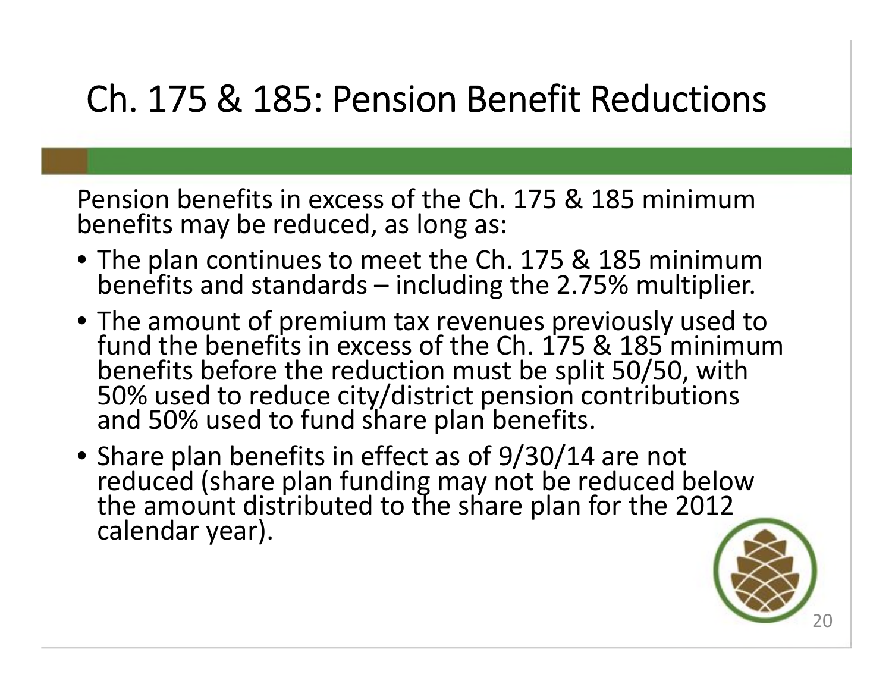# Ch. 175 & 185: Pension Benefit Reductions

Pension benefits in excess of the Ch. 175 & 185 minimum benefits may be reduced, as long as:

- The plan continues to meet the Ch. 175 & 185 minimum benefits and standards – including the 2.75% multiplier.
- The amount of premium tax revenues previously used to fund the benefits in excess of the Ch. 175 & 185 minimum benefits before the reduction must be split 50/50, with 50% used to reduce city/district pension contributions and 50% used to fund share plan benefits.
- Share plan benefits in effect as of 9/30/14 are not reduced (share plan funding may not be reduced below the amount distributed to the share plan for the 2012 calendar year).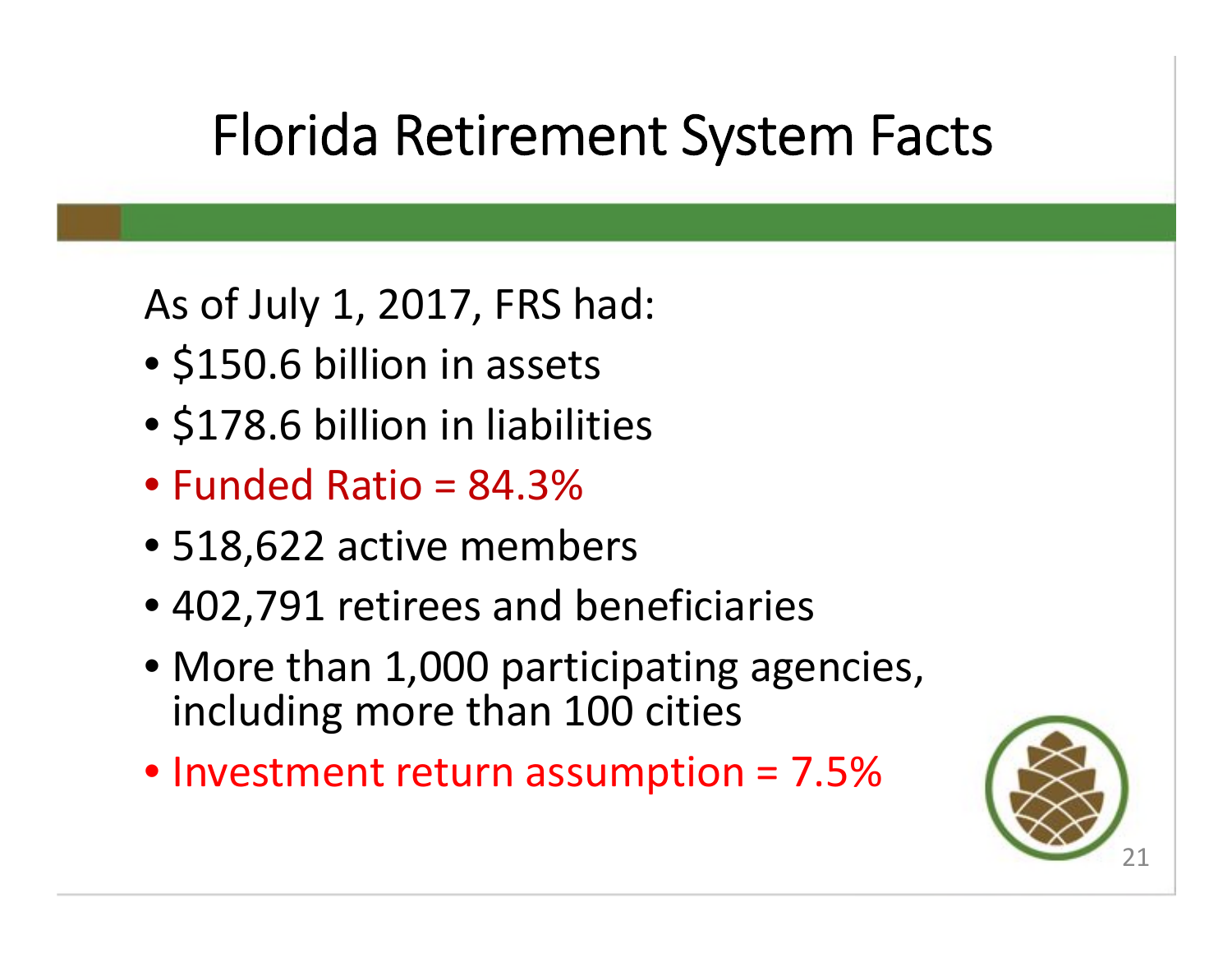# Florida Retirement System Facts

As of July 1, 2017, FRS had:

- $150.6 billion in assets
- $178.6 billion in liabilities
- Funded Ratio = 84.3%
- 518,622 active members
- 402,791 retirees and beneficiaries
- More than 1,000 participating agencies, including more than 100 cities
- Investment return assumption = 7.5%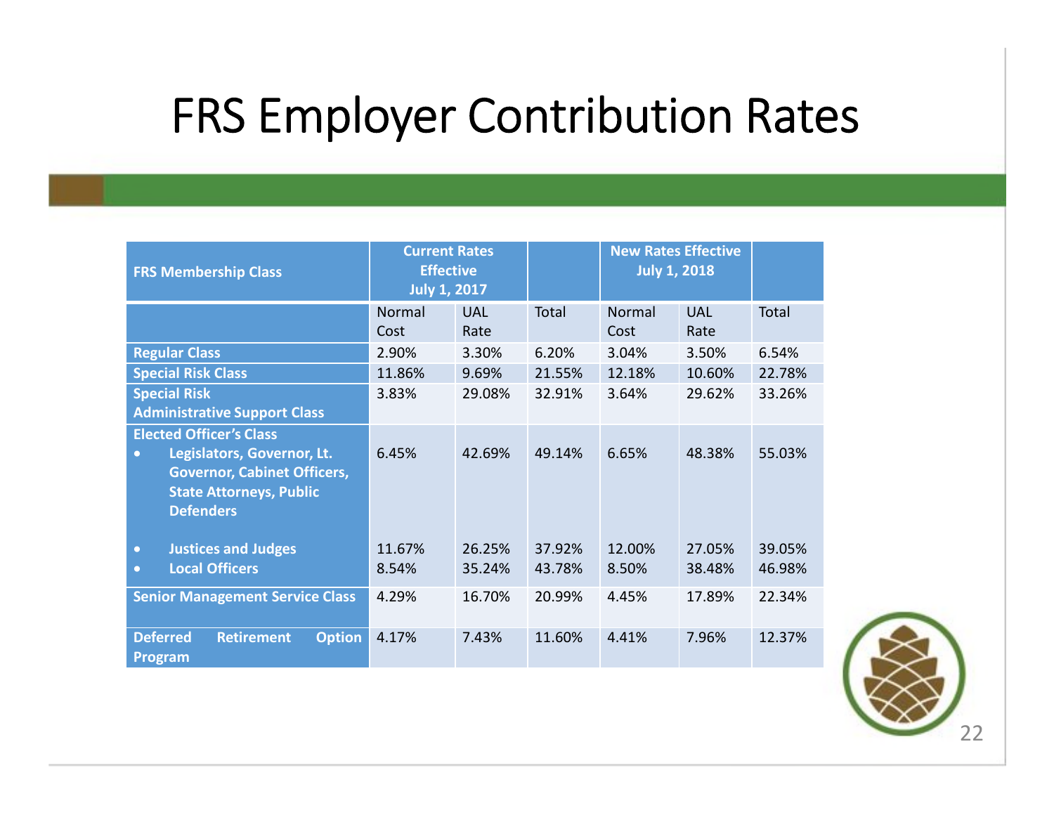# FRS Employer Contribution Rates

| FRS Membership Class | Current Rates Effective July 1, 2017 | | | New Rates Effective July 1, 2018 | | |
|---|---|---|---|---|---|---|
| | Normal Cost | UAL Rate | Total | Normal Cost | UAL Rate | Total |
| **Regular Class** | 2.90% | 3.30% | 6.20% | 3.04% | 3.50% | 6.54% |
| **Special Risk Class** | 11.86% | 9.69% | 21.55% | 12.18% | 10.60% | 22.78% |
| **Special Risk Administrative Support Class** | 3.83% | 29.08% | 32.91% | 3.64% | 29.62% | 33.26% |
| **Elected Officer's Class** | | | | | | |
| • **Legislators, Governor, Lt. Governor, Cabinet Officers, State Attorneys, Public Defenders** | 6.45% | 42.69% | 49.14% | 6.65% | 48.38% | 55.03% |
| • **Justices and Judges** | 11.67% | 26.25% | 37.92% | 12.00% | 27.05% | 39.05% |
| • **Local Officers** | 8.54% | 35.24% | 43.78% | 8.50% | 38.48% | 46.98% |
| **Senior Management Service Class** | 4.29% | 16.70% | 20.99% | 4.45% | 17.89% | 22.34% |
| **Deferred Retirement Option Program** | 4.17% | 7.43% | 11.60% | 4.41% | 7.96% | 12.37% |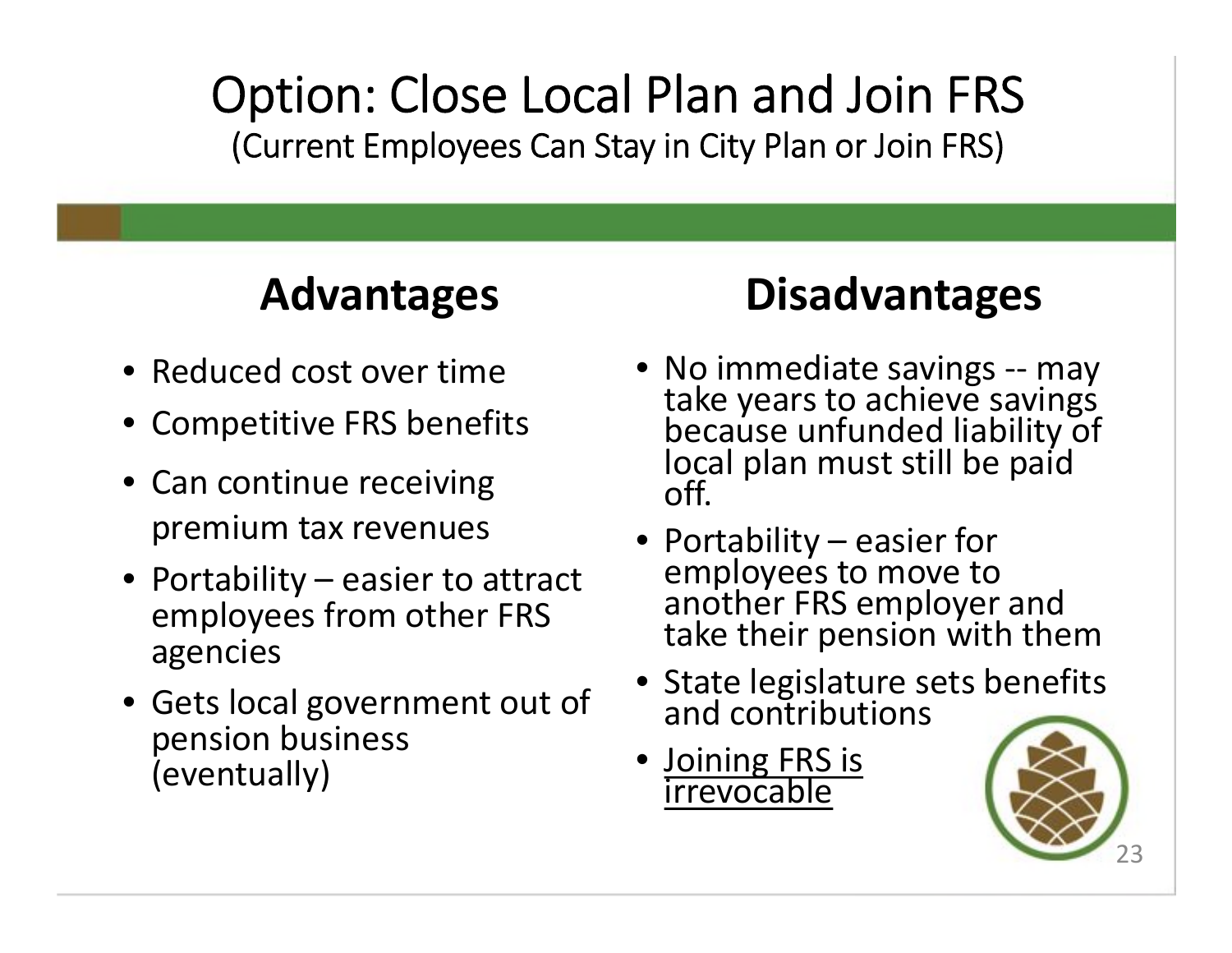# Option: Close Local Plan and Join FRS

(Current Employees Can Stay in City Plan or Join FRS)

## Advantages

- Reduced cost over time
- Competitive FRS benefits
- Can continue receiving premium tax revenues
- Portability – easier to attract employees from other FRS agencies
- Gets local government out of pension business (eventually)

## Disadvantages

- No immediate savings -- may take years to achieve savings because unfunded liability of local plan must still be paid off.
- Portability – easier for employees to move to another FRS employer and take their pension with them
- State legislature sets benefits and contributions
- <u>Joining FRS is irrevocable</u>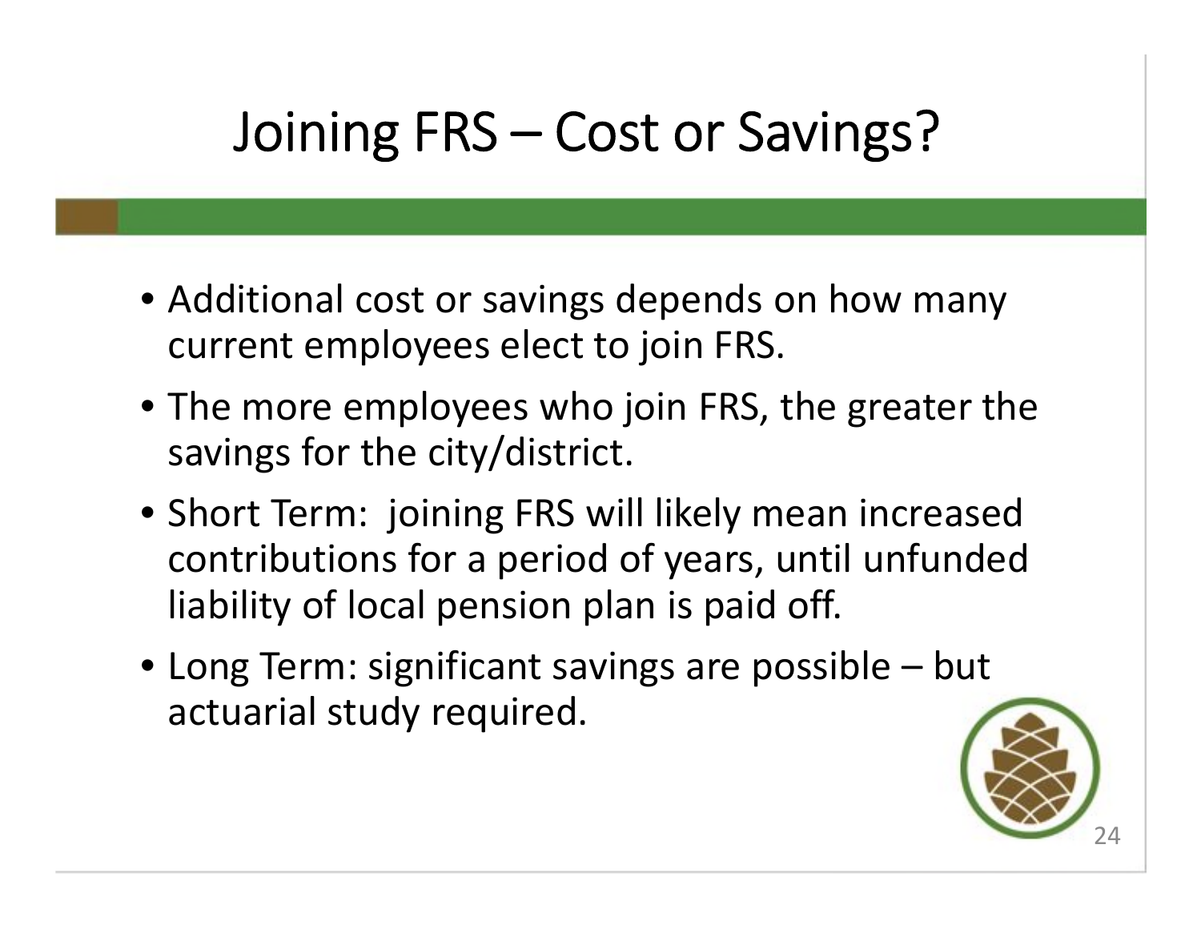# Joining FRS – Cost or Savings?

- Additional cost or savings depends on how many current employees elect to join FRS.
- The more employees who join FRS, the greater the savings for the city/district.
- Short Term: joining FRS will likely mean increased contributions for a period of years, until unfunded liability of local pension plan is paid off.
- Long Term: significant savings are possible – but actuarial study required.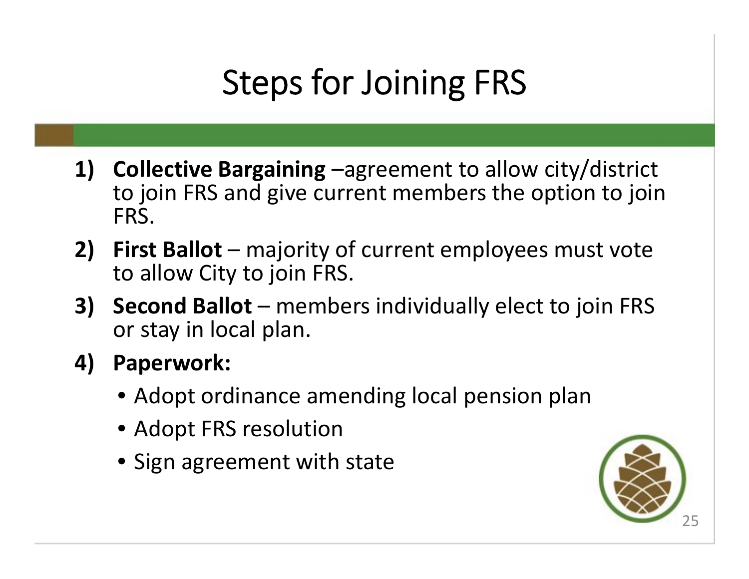# Steps for Joining FRS

1) **Collective Bargaining** –agreement to allow city/district to join FRS and give current members the option to join FRS.
2) **First Ballot** – majority of current employees must vote to allow City to join FRS.
3) **Second Ballot** – members individually elect to join FRS or stay in local plan.
4) **Paperwork:**
   - Adopt ordinance amending local pension plan
   - Adopt FRS resolution
   - Sign agreement with state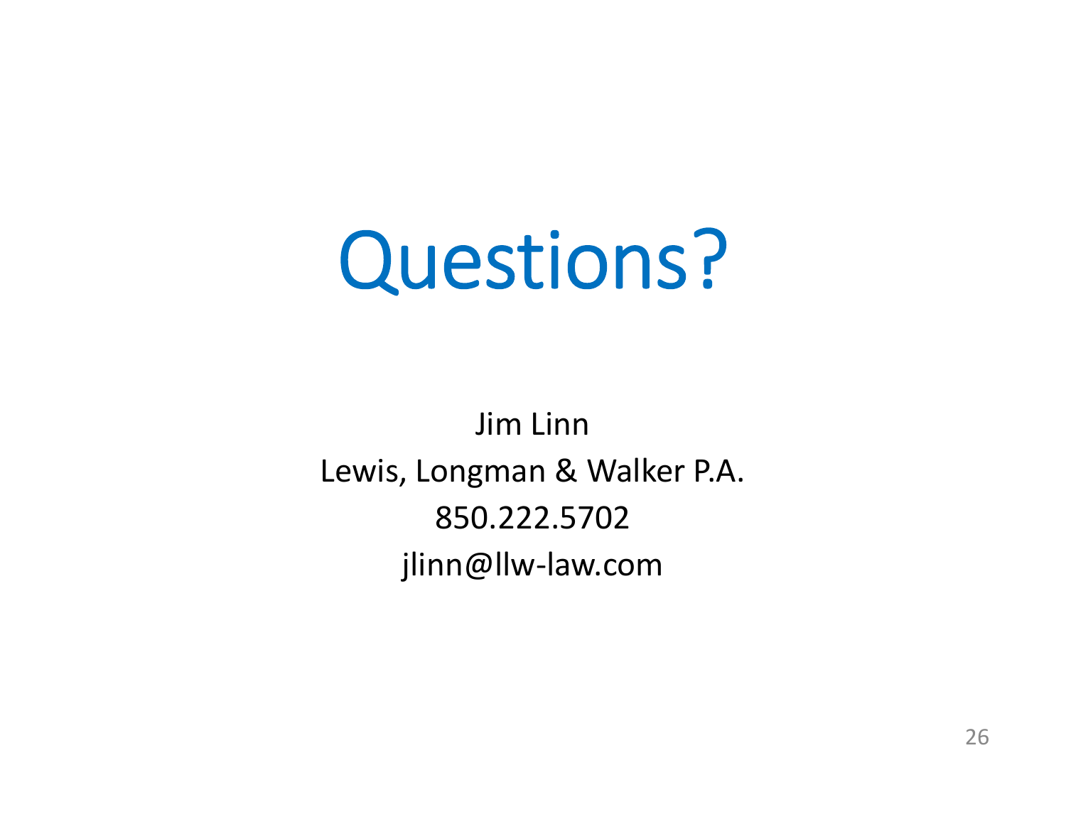# Questions?

Jim Linn

Lewis, Longman & Walker P.A.

850.222.5702

jlinn@llw-law.com